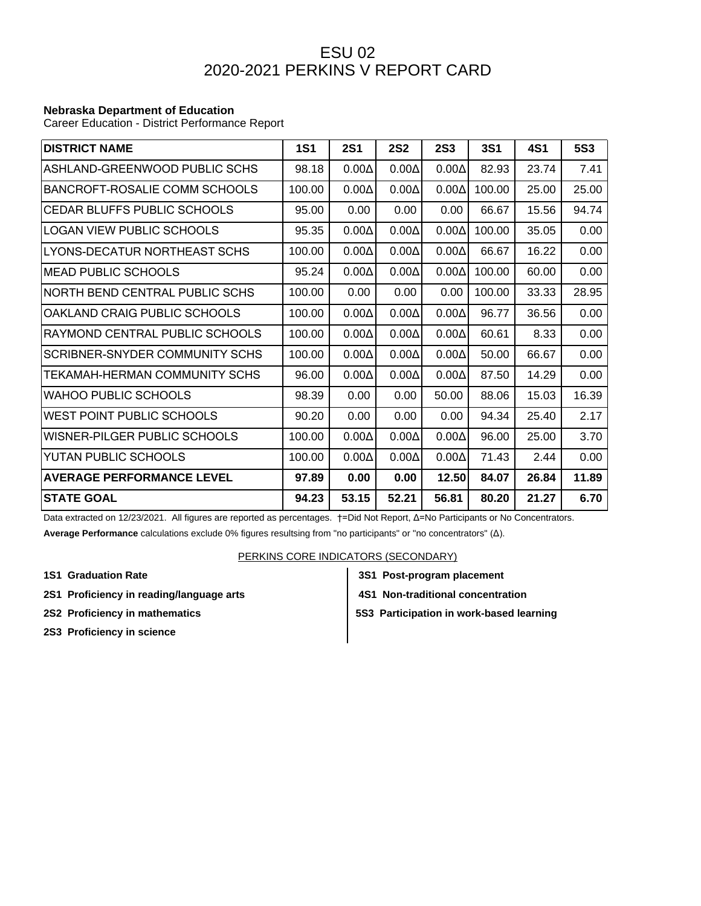# ESU 02
# 2020-2021 PERKINS V REPORT CARD

**Nebraska Department of Education**
Career Education - District Performance Report

| DISTRICT NAME | 1S1 | 2S1 | 2S2 | 2S3 | 3S1 | 4S1 | 5S3 |
|---|---|---|---|---|---|---|---|
| ASHLAND-GREENWOOD PUBLIC SCHS | 98.18 | 0.00Δ | 0.00Δ | 0.00Δ | 82.93 | 23.74 | 7.41 |
| BANCROFT-ROSALIE COMM SCHOOLS | 100.00 | 0.00Δ | 0.00Δ | 0.00Δ | 100.00 | 25.00 | 25.00 |
| CEDAR BLUFFS PUBLIC SCHOOLS | 95.00 | 0.00 | 0.00 | 0.00 | 66.67 | 15.56 | 94.74 |
| LOGAN VIEW PUBLIC SCHOOLS | 95.35 | 0.00Δ | 0.00Δ | 0.00Δ | 100.00 | 35.05 | 0.00 |
| LYONS-DECATUR NORTHEAST SCHS | 100.00 | 0.00Δ | 0.00Δ | 0.00Δ | 66.67 | 16.22 | 0.00 |
| MEAD PUBLIC SCHOOLS | 95.24 | 0.00Δ | 0.00Δ | 0.00Δ | 100.00 | 60.00 | 0.00 |
| NORTH BEND CENTRAL PUBLIC SCHS | 100.00 | 0.00 | 0.00 | 0.00 | 100.00 | 33.33 | 28.95 |
| OAKLAND CRAIG PUBLIC SCHOOLS | 100.00 | 0.00Δ | 0.00Δ | 0.00Δ | 96.77 | 36.56 | 0.00 |
| RAYMOND CENTRAL PUBLIC SCHOOLS | 100.00 | 0.00Δ | 0.00Δ | 0.00Δ | 60.61 | 8.33 | 0.00 |
| SCRIBNER-SNYDER COMMUNITY SCHS | 100.00 | 0.00Δ | 0.00Δ | 0.00Δ | 50.00 | 66.67 | 0.00 |
| TEKAMAH-HERMAN COMMUNITY SCHS | 96.00 | 0.00Δ | 0.00Δ | 0.00Δ | 87.50 | 14.29 | 0.00 |
| WAHOO PUBLIC SCHOOLS | 98.39 | 0.00 | 0.00 | 50.00 | 88.06 | 15.03 | 16.39 |
| WEST POINT PUBLIC SCHOOLS | 90.20 | 0.00 | 0.00 | 0.00 | 94.34 | 25.40 | 2.17 |
| WISNER-PILGER PUBLIC SCHOOLS | 100.00 | 0.00Δ | 0.00Δ | 0.00Δ | 96.00 | 25.00 | 3.70 |
| YUTAN PUBLIC SCHOOLS | 100.00 | 0.00Δ | 0.00Δ | 0.00Δ | 71.43 | 2.44 | 0.00 |
| **AVERAGE PERFORMANCE LEVEL** | **97.89** | **0.00** | **0.00** | **12.50** | **84.07** | **26.84** | **11.89** |
| **STATE GOAL** | **94.23** | **53.15** | **52.21** | **56.81** | **80.20** | **21.27** | **6.70** |

Data extracted on 12/23/2021. All figures are reported as percentages. †=Did Not Report, Δ=No Participants or No Concentrators.

**Average Performance** calculations exclude 0% figures resultsing from "no participants" or "no concentrators" (Δ).

PERKINS CORE INDICATORS (SECONDARY)

**1S1 Graduation Rate**

**2S1 Proficiency in reading/language arts**

**2S2 Proficiency in mathematics**

**2S3 Proficiency in science**

**3S1 Post-program placement**

**4S1 Non-traditional concentration**

**5S3 Participation in work-based learning**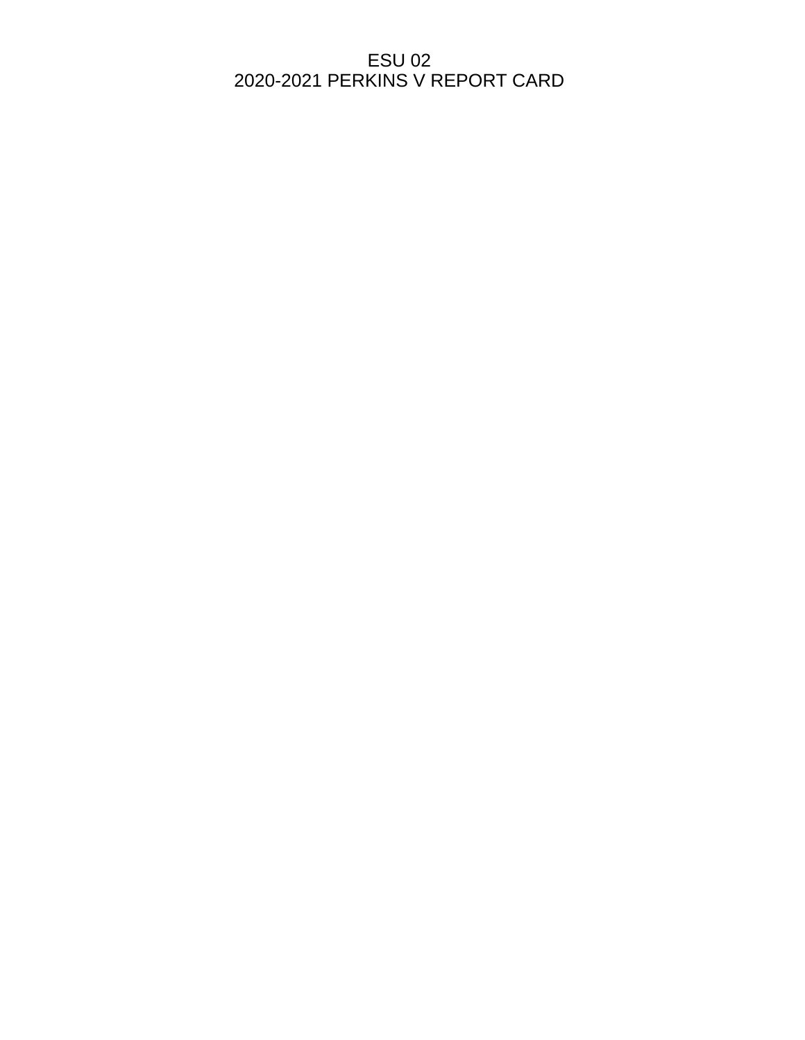# ESU 02
## 2020-2021 PERKINS V REPORT CARD